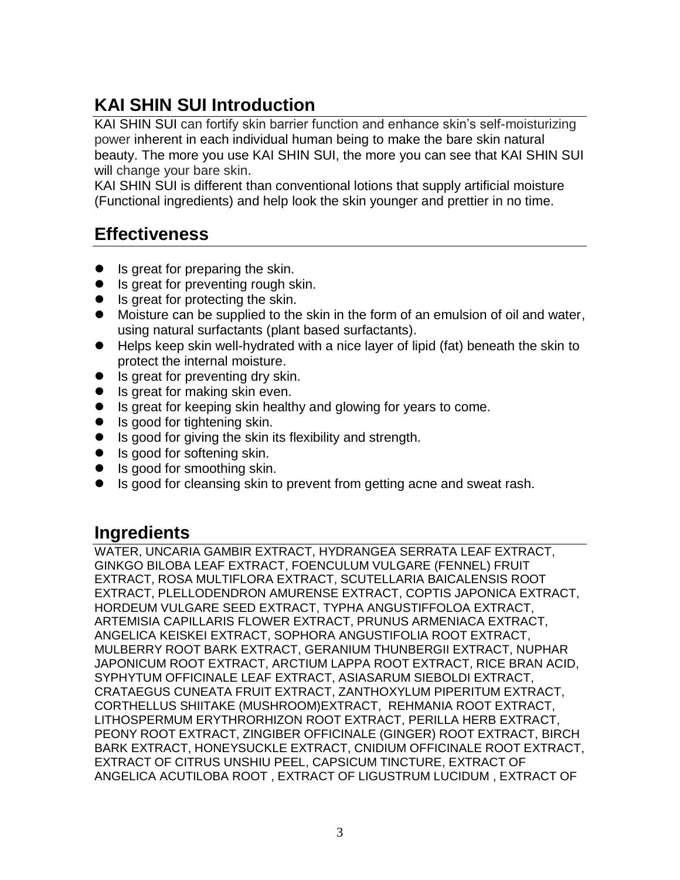## KAI SHIN SUI Introduction

KAI SHIN SUI can fortify skin barrier function and enhance skin's self-moisturizing power inherent in each individual human being to make the bare skin natural beauty. The more you use KAI SHIN SUI, the more you can see that KAI SHIN SUI will change your bare skin.
KAI SHIN SUI is different than conventional lotions that supply artificial moisture (Functional ingredients) and help look the skin younger and prettier in no time.

## Effectiveness

- Is great for preparing the skin.
- Is great for preventing rough skin.
- Is great for protecting the skin.
- Moisture can be supplied to the skin in the form of an emulsion of oil and water, using natural surfactants (plant based surfactants).
- Helps keep skin well-hydrated with a nice layer of lipid (fat) beneath the skin to protect the internal moisture.
- Is great for preventing dry skin.
- Is great for making skin even.
- Is great for keeping skin healthy and glowing for years to come.
- Is good for tightening skin.
- Is good for giving the skin its flexibility and strength.
- Is good for softening skin.
- Is good for smoothing skin.
- Is good for cleansing skin to prevent from getting acne and sweat rash.

## Ingredients

WATER, UNCARIA GAMBIR EXTRACT, HYDRANGEA SERRATA LEAF EXTRACT, GINKGO BILOBA LEAF EXTRACT, FOENCULUM VULGARE (FENNEL) FRUIT EXTRACT, ROSA MULTIFLORA EXTRACT, SCUTELLARIA BAICALENSIS ROOT EXTRACT, PLELLODENDRON AMURENSE EXTRACT, COPTIS JAPONICA EXTRACT, HORDEUM VULGARE SEED EXTRACT, TYPHA ANGUSTIFFOLOA EXTRACT, ARTEMISIA CAPILLARIS FLOWER EXTRACT, PRUNUS ARMENIACA EXTRACT, ANGELICA KEISKEI EXTRACT, SOPHORA ANGUSTIFOLIA ROOT EXTRACT, MULBERRY ROOT BARK EXTRACT, GERANIUM THUNBERGII EXTRACT, NUPHAR JAPONICUM ROOT EXTRACT, ARCTIUM LAPPA ROOT EXTRACT, RICE BRAN ACID, SYPHYTUM OFFICINALE LEAF EXTRACT, ASIASARUM SIEBOLDI EXTRACT, CRATAEGUS CUNEATA FRUIT EXTRACT, ZANTHOXYLUM PIPERITUM EXTRACT, CORTHELLUS SHIITAKE (MUSHROOM)EXTRACT, REHMANIA ROOT EXTRACT, LITHOSPERMUM ERYTHRORHIZON ROOT EXTRACT, PERILLA HERB EXTRACT, PEONY ROOT EXTRACT, ZINGIBER OFFICINALE (GINGER) ROOT EXTRACT, BIRCH BARK EXTRACT, HONEYSUCKLE EXTRACT, CNIDIUM OFFICINALE ROOT EXTRACT, EXTRACT OF CITRUS UNSHIU PEEL, CAPSICUM TINCTURE, EXTRACT OF ANGELICA ACUTILOBA ROOT , EXTRACT OF LIGUSTRUM LUCIDUM , EXTRACT OF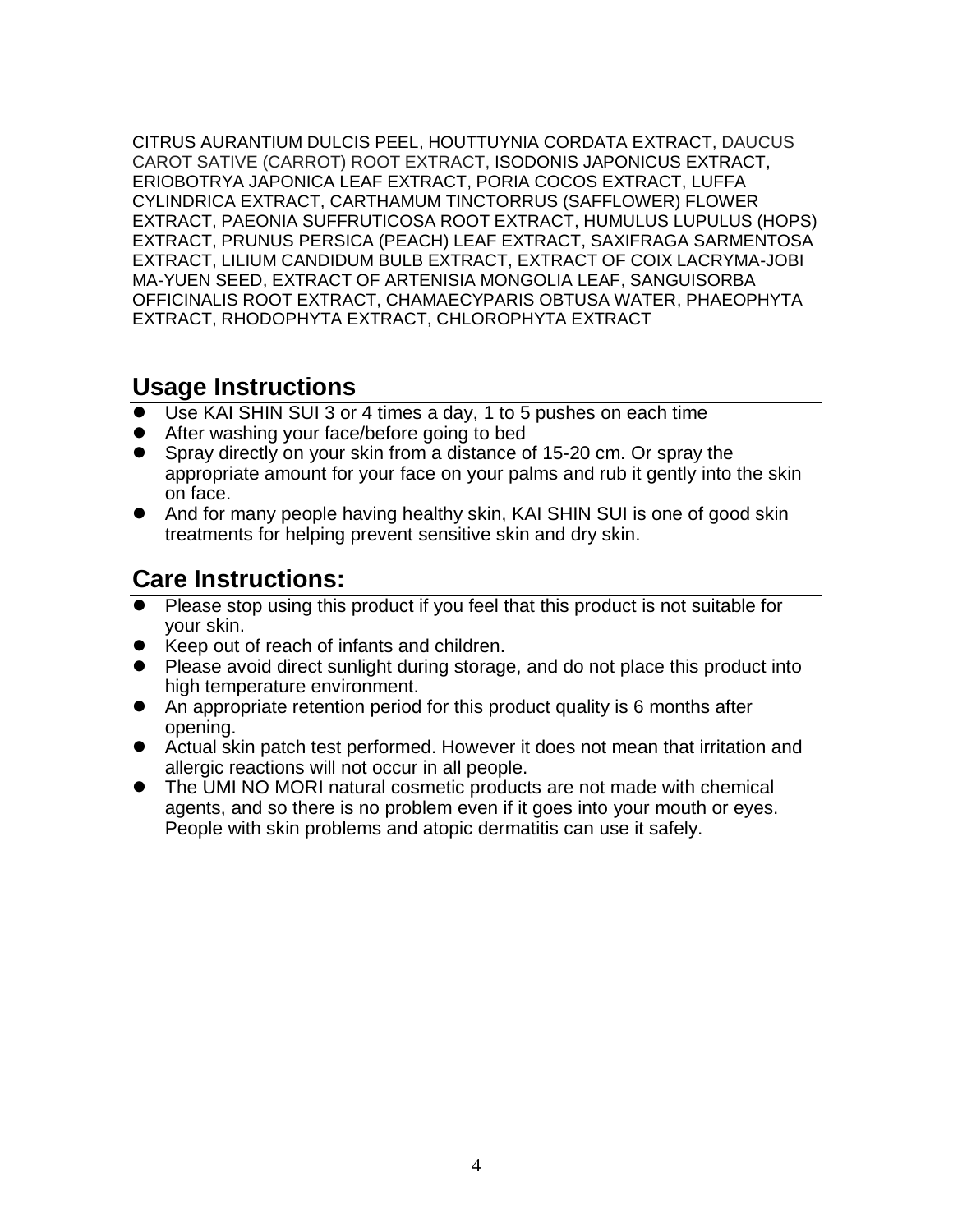CITRUS AURANTIUM DULCIS PEEL, HOUTTUYNIA CORDATA EXTRACT, DAUCUS CAROT SATIVE (CARROT) ROOT EXTRACT, ISODONIS JAPONICUS EXTRACT, ERIOBOTRYA JAPONICA LEAF EXTRACT, PORIA COCOS EXTRACT, LUFFA CYLINDRICA EXTRACT, CARTHAMUM TINCTORRUS (SAFFLOWER) FLOWER EXTRACT, PAEONIA SUFFRUTICOSA ROOT EXTRACT, HUMULUS LUPULUS (HOPS) EXTRACT, PRUNUS PERSICA (PEACH) LEAF EXTRACT, SAXIFRAGA SARMENTOSA EXTRACT, LILIUM CANDIDUM BULB EXTRACT, EXTRACT OF COIX LACRYMA-JOBI MA-YUEN SEED, EXTRACT OF ARTENISIA MONGOLIA LEAF, SANGUISORBA OFFICINALIS ROOT EXTRACT, CHAMAECYPARIS OBTUSA WATER, PHAEOPHYTA EXTRACT, RHODOPHYTA EXTRACT, CHLOROPHYTA EXTRACT

## Usage Instructions

- Use KAI SHIN SUI 3 or 4 times a day, 1 to 5 pushes on each time
- After washing your face/before going to bed
- Spray directly on your skin from a distance of 15-20 cm. Or spray the appropriate amount for your face on your palms and rub it gently into the skin on face.
- And for many people having healthy skin, KAI SHIN SUI is one of good skin treatments for helping prevent sensitive skin and dry skin.

## Care Instructions:

- Please stop using this product if you feel that this product is not suitable for your skin.
- Keep out of reach of infants and children.
- Please avoid direct sunlight during storage, and do not place this product into high temperature environment.
- An appropriate retention period for this product quality is 6 months after opening.
- Actual skin patch test performed. However it does not mean that irritation and allergic reactions will not occur in all people.
- The UMI NO MORI natural cosmetic products are not made with chemical agents, and so there is no problem even if it goes into your mouth or eyes. People with skin problems and atopic dermatitis can use it safely.